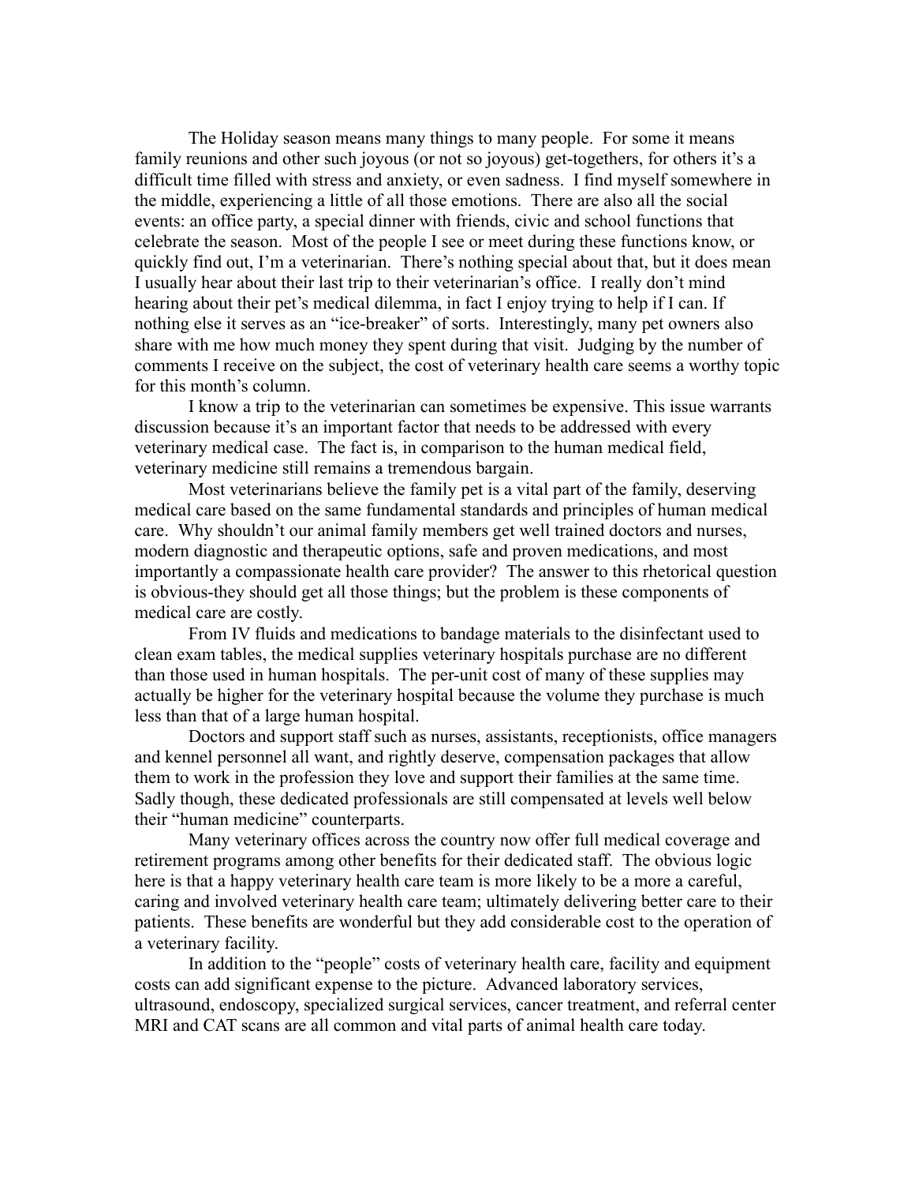The Holiday season means many things to many people. For some it means family reunions and other such joyous (or not so joyous) get-togethers, for others it's a difficult time filled with stress and anxiety, or even sadness. I find myself somewhere in the middle, experiencing a little of all those emotions. There are also all the social events: an office party, a special dinner with friends, civic and school functions that celebrate the season. Most of the people I see or meet during these functions know, or quickly find out, I'm a veterinarian. There's nothing special about that, but it does mean I usually hear about their last trip to their veterinarian's office. I really don't mind hearing about their pet's medical dilemma, in fact I enjoy trying to help if I can. If nothing else it serves as an "ice-breaker" of sorts. Interestingly, many pet owners also share with me how much money they spent during that visit. Judging by the number of comments I receive on the subject, the cost of veterinary health care seems a worthy topic for this month's column.

I know a trip to the veterinarian can sometimes be expensive. This issue warrants discussion because it's an important factor that needs to be addressed with every veterinary medical case. The fact is, in comparison to the human medical field, veterinary medicine still remains a tremendous bargain.

Most veterinarians believe the family pet is a vital part of the family, deserving medical care based on the same fundamental standards and principles of human medical care. Why shouldn't our animal family members get well trained doctors and nurses, modern diagnostic and therapeutic options, safe and proven medications, and most importantly a compassionate health care provider? The answer to this rhetorical question is obvious-they should get all those things; but the problem is these components of medical care are costly.

From IV fluids and medications to bandage materials to the disinfectant used to clean exam tables, the medical supplies veterinary hospitals purchase are no different than those used in human hospitals. The per-unit cost of many of these supplies may actually be higher for the veterinary hospital because the volume they purchase is much less than that of a large human hospital.

Doctors and support staff such as nurses, assistants, receptionists, office managers and kennel personnel all want, and rightly deserve, compensation packages that allow them to work in the profession they love and support their families at the same time. Sadly though, these dedicated professionals are still compensated at levels well below their "human medicine" counterparts.

Many veterinary offices across the country now offer full medical coverage and retirement programs among other benefits for their dedicated staff. The obvious logic here is that a happy veterinary health care team is more likely to be a more a careful, caring and involved veterinary health care team; ultimately delivering better care to their patients. These benefits are wonderful but they add considerable cost to the operation of a veterinary facility.

In addition to the "people" costs of veterinary health care, facility and equipment costs can add significant expense to the picture. Advanced laboratory services, ultrasound, endoscopy, specialized surgical services, cancer treatment, and referral center MRI and CAT scans are all common and vital parts of animal health care today.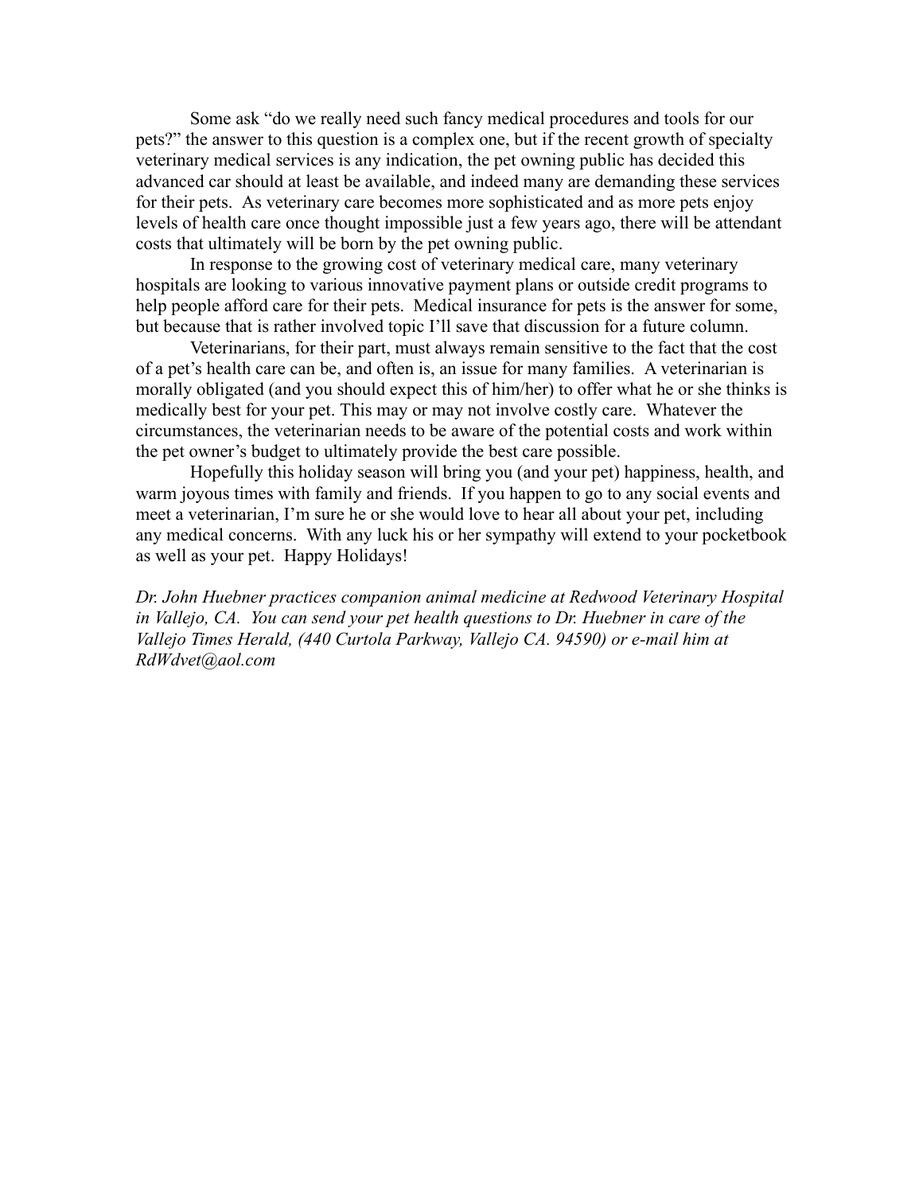Some ask "do we really need such fancy medical procedures and tools for our pets?" the answer to this question is a complex one, but if the recent growth of specialty veterinary medical services is any indication, the pet owning public has decided this advanced car should at least be available, and indeed many are demanding these services for their pets. As veterinary care becomes more sophisticated and as more pets enjoy levels of health care once thought impossible just a few years ago, there will be attendant costs that ultimately will be born by the pet owning public.

In response to the growing cost of veterinary medical care, many veterinary hospitals are looking to various innovative payment plans or outside credit programs to help people afford care for their pets. Medical insurance for pets is the answer for some, but because that is rather involved topic I'll save that discussion for a future column.

Veterinarians, for their part, must always remain sensitive to the fact that the cost of a pet's health care can be, and often is, an issue for many families. A veterinarian is morally obligated (and you should expect this of him/her) to offer what he or she thinks is medically best for your pet. This may or may not involve costly care. Whatever the circumstances, the veterinarian needs to be aware of the potential costs and work within the pet owner's budget to ultimately provide the best care possible.

Hopefully this holiday season will bring you (and your pet) happiness, health, and warm joyous times with family and friends. If you happen to go to any social events and meet a veterinarian, I'm sure he or she would love to hear all about your pet, including any medical concerns. With any luck his or her sympathy will extend to your pocketbook as well as your pet. Happy Holidays!

*Dr. John Huebner practices companion animal medicine at Redwood Veterinary Hospital in Vallejo, CA. You can send your pet health questions to Dr. Huebner in care of the Vallejo Times Herald, (440 Curtola Parkway, Vallejo CA. 94590) or e-mail him at RdWdvet@aol.com*